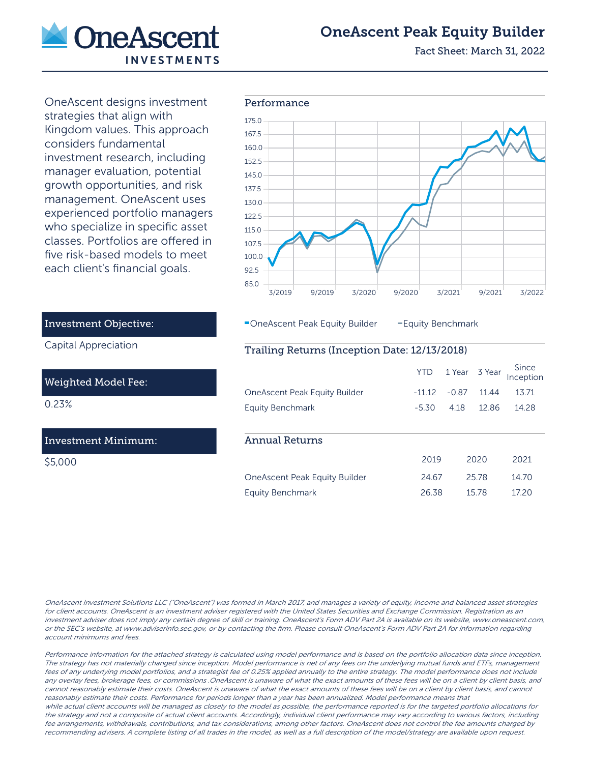# OneAscent Peak Equity Builder

Fact Sheet: March 31, 2022

OneAscent designs investment strategies that align with Kingdom values. This approach considers fundamental investment research, including manager evaluation, potential growth opportunities, and risk management. OneAscent uses experienced portfolio managers who specialize in specific asset classes. Portfolios are offered in five risk-based models to meet each client's financial goals.

## Investment Objective:

Capital Appreciation

## Weighted Model Fee:

0.23%

## Investment Minimum:

$5,000

## Performance

OneAscent Peak Equity Builder — Equity Benchmark

## Trailing Returns (Inception Date: 12/13/2018)

| | YTD | 1 Year | 3 Year | Since Inception |
|---|---|---|---|---|
| OneAscent Peak Equity Builder | -11.12 | -0.87 | 11.44 | 13.71 |
| Equity Benchmark | -5.30 | 4.18 | 12.86 | 14.28 |

## Annual Returns

| | 2019 | 2020 | 2021 |
|---|---|---|---|
| OneAscent Peak Equity Builder | 24.67 | 25.78 | 14.70 |
| Equity Benchmark | 26.38 | 15.78 | 17.20 |

*OneAscent Investment Solutions LLC ("OneAscent") was formed in March 2017, and manages a variety of equity, income and balanced asset strategies for client accounts. OneAscent is an investment adviser registered with the United States Securities and Exchange Commission. Registration as an investment adviser does not imply any certain degree of skill or training. OneAscent's Form ADV Part 2A is available on its website, www.oneascent.com, or the SEC's website, at www.adviserinfo.sec.gov, or by contacting the firm. Please consult OneAscent's Form ADV Part 2A for information regarding account minimums and fees.*

*Performance information for the attached strategy is calculated using model performance and is based on the portfolio allocation data since inception. The strategy has not materially changed since inception. Model performance is net of any fees on the underlying mutual funds and ETFs, management fees of any underlying model portfolios, and a strategist fee of 0.25% applied annually to the entire strategy. The model performance does not include any overlay fees, brokerage fees, or commissions .OneAscent is unaware of what the exact amounts of these fees will be on a client by client basis, and cannot reasonably estimate their costs. OneAscent is unaware of what the exact amounts of these fees will be on a client by client basis, and cannot reasonably estimate their costs. Performance for periods longer than a year has been annualized. Model performance means that while actual client accounts will be managed as closely to the model as possible, the performance reported is for the targeted portfolio allocations for the strategy and not a composite of actual client accounts. Accordingly, individual client performance may vary according to various factors, including fee arrangements, withdrawals, contributions, and tax considerations, among other factors. OneAscent does not control the fee amounts charged by recommending advisers. A complete listing of all trades in the model, as well as a full description of the model/strategy are available upon request.*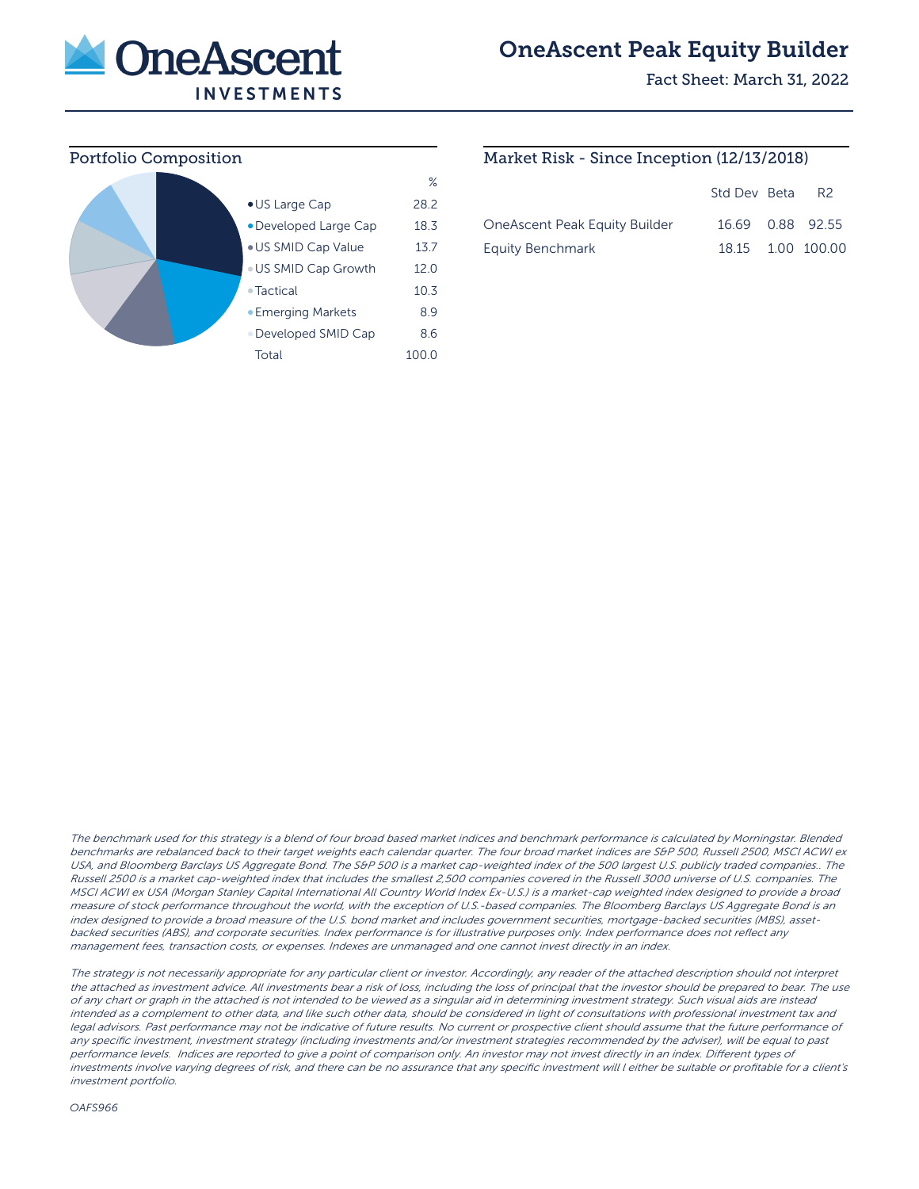# OneAscent Peak Equity Builder

Fact Sheet: March 31, 2022

## Portfolio Composition

| | % |
|---|---|
| US Large Cap | 28.2 |
| Developed Large Cap | 18.3 |
| US SMID Cap Value | 13.7 |
| US SMID Cap Growth | 12.0 |
| Tactical | 10.3 |
| Emerging Markets | 8.9 |
| Developed SMID Cap | 8.6 |
| Total | 100.0 |

## Market Risk - Since Inception (12/13/2018)

| | Std Dev | Beta | R2 |
|---|---|---|---|
| OneAscent Peak Equity Builder | 16.69 | 0.88 | 92.55 |
| Equity Benchmark | 18.15 | 1.00 | 100.00 |

*The benchmark used for this strategy is a blend of four broad based market indices and benchmark performance is calculated by Morningstar. Blended benchmarks are rebalanced back to their target weights each calendar quarter. The four broad market indices are S&P 500, Russell 2500, MSCI ACWI ex USA, and Bloomberg Barclays US Aggregate Bond. The S&P 500 is a market cap-weighted index of the 500 largest U.S. publicly traded companies.. The Russell 2500 is a market cap-weighted index that includes the smallest 2,500 companies covered in the Russell 3000 universe of U.S. companies. The MSCI ACWI ex USA (Morgan Stanley Capital International All Country World Index Ex-U.S.) is a market-cap weighted index designed to provide a broad measure of stock performance throughout the world, with the exception of U.S.-based companies. The Bloomberg Barclays US Aggregate Bond is an index designed to provide a broad measure of the U.S. bond market and includes government securities, mortgage-backed securities (MBS), asset-backed securities (ABS), and corporate securities. Index performance is for illustrative purposes only. Index performance does not reflect any management fees, transaction costs, or expenses. Indexes are unmanaged and one cannot invest directly in an index.*

*The strategy is not necessarily appropriate for any particular client or investor. Accordingly, any reader of the attached description should not interpret the attached as investment advice. All investments bear a risk of loss, including the loss of principal that the investor should be prepared to bear. The use of any chart or graph in the attached is not intended to be viewed as a singular aid in determining investment strategy. Such visual aids are instead intended as a complement to other data, and like such other data, should be considered in light of consultations with professional investment tax and legal advisors. Past performance may not be indicative of future results. No current or prospective client should assume that the future performance of any specific investment, investment strategy (including investments and/or investment strategies recommended by the adviser), will be equal to past performance levels. Indices are reported to give a point of comparison only. An investor may not invest directly in an index. Different types of investments involve varying degrees of risk, and there can be no assurance that any specific investment will l either be suitable or profitable for a client's investment portfolio.*

*OAFS966*